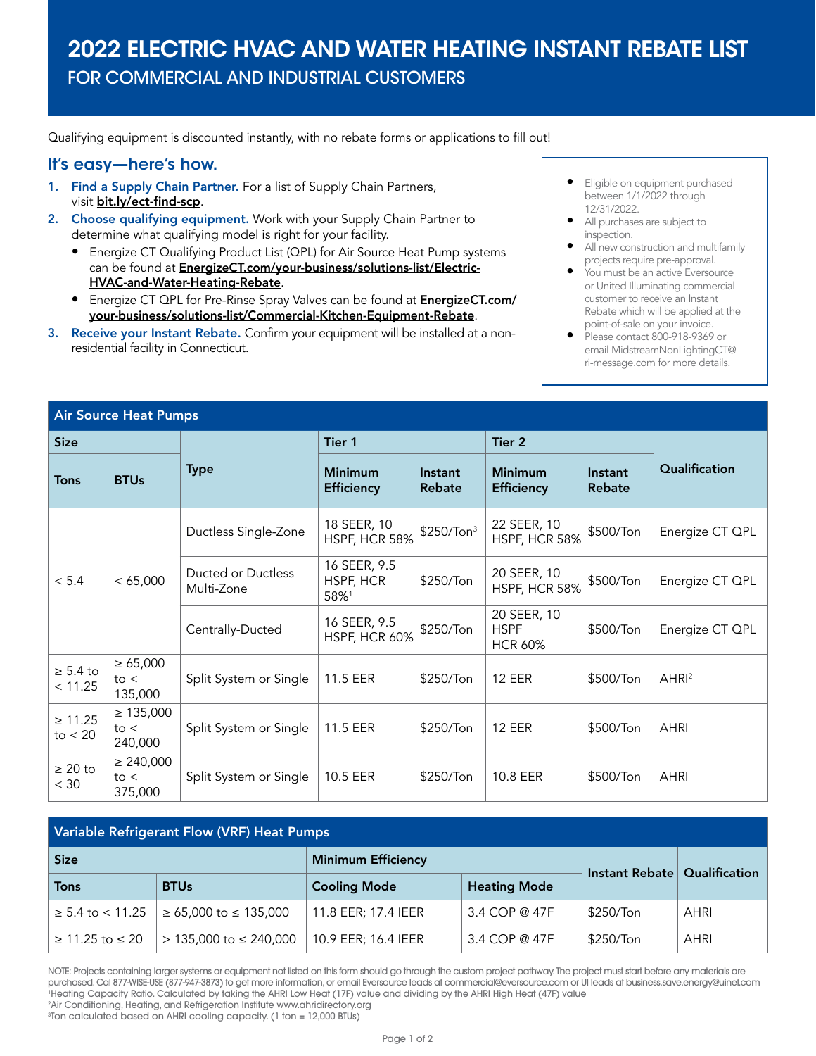# 2022 ELECTRIC HVAC AND WATER HEATING INSTANT REBATE LIST

## FOR COMMERCIAL AND INDUSTRIAL CUSTOMERS

Qualifying equipment is discounted instantly, with no rebate forms or applications to fill out!

### It's easy—here's how.

1. **Find a Supply Chain Partner.** For a list of Supply Chain Partners, visit **bit.ly/ect-find-scp**.
2. **Choose qualifying equipment.** Work with your Supply Chain Partner to determine what qualifying model is right for your facility.
   - Energize CT Qualifying Product List (QPL) for Air Source Heat Pump systems can be found at **EnergizeCT.com/your-business/solutions-list/Electric-HVAC-and-Water-Heating-Rebate**.
   - Energize CT QPL for Pre-Rinse Spray Valves can be found at **EnergizeCT.com/your-business/solutions-list/Commercial-Kitchen-Equipment-Rebate**.
3. **Receive your Instant Rebate.** Confirm your equipment will be installed at a non-residential facility in Connecticut.

- Eligible on equipment purchased between 1/1/2022 through 12/31/2022.
- All purchases are subject to inspection.
- All new construction and multifamily projects require pre-approval.
- You must be an active Eversource or United Illuminating commercial customer to receive an Instant Rebate which will be applied at the point-of-sale on your invoice.
- Please contact 800-918-9369 or email MidstreamNonLightingCT@ri-message.com for more details.

**Air Source Heat Pumps**

| Size | | Type | Tier 1 | | Tier 2 | | Qualification |
|---|---|---|---|---|---|---|---|
| Tons | BTUs | | Minimum Efficiency | Instant Rebate | Minimum Efficiency | Instant Rebate | |
| < 5.4 | < 65,000 | Ductless Single-Zone | 18 SEER, 10 HSPF, HCR 58% | $250/Ton[3] | 22 SEER, 10 HSPF, HCR 58% | $500/Ton | Energize CT QPL |
| < 5.4 | < 65,000 | Ducted or Ductless Multi-Zone | 16 SEER, 9.5 HSPF, HCR 58%[1] | $250/Ton | 20 SEER, 10 HSPF, HCR 58% | $500/Ton | Energize CT QPL |
| < 5.4 | < 65,000 | Centrally-Ducted | 16 SEER, 9.5 HSPF, HCR 60% | $250/Ton | 20 SEER, 10 HSPF HCR 60% | $500/Ton | Energize CT QPL |
| ≥ 5.4 to < 11.25 | ≥ 65,000 to < 135,000 | Split System or Single | 11.5 EER | $250/Ton | 12 EER | $500/Ton | AHRI[2] |
| ≥ 11.25 to < 20 | ≥ 135,000 to < 240,000 | Split System or Single | 11.5 EER | $250/Ton | 12 EER | $500/Ton | AHRI |
| ≥ 20 to < 30 | ≥ 240,000 to < 375,000 | Split System or Single | 10.5 EER | $250/Ton | 10.8 EER | $500/Ton | AHRI |

**Variable Refrigerant Flow (VRF) Heat Pumps**

| Size | | Minimum Efficiency | | Instant Rebate | Qualification |
|---|---|---|---|---|---|
| Tons | BTUs | Cooling Mode | Heating Mode | | |
| ≥ 5.4 to < 11.25 | ≥ 65,000 to ≤ 135,000 | 11.8 EER; 17.4 IEER | 3.4 COP @ 47F | $250/Ton | AHRI |
| ≥ 11.25 to ≤ 20 | > 135,000 to ≤ 240,000 | 10.9 EER; 16.4 IEER | 3.4 COP @ 47F | $250/Ton | AHRI |

NOTE: Projects containing larger systems or equipment not listed on this form should go through the custom project pathway. The project must start before any materials are purchased. Cal 877-WISE-USE (877-947-3873) to get more information, or email Eversource leads at commercial@eversource.com or UI leads at business.save.energy@uinet.com

[1] Heating Capacity Ratio. Calculated by taking the AHRI Low Heat (17F) value and dividing by the AHRI High Heat (47F) value

[2] Air Conditioning, Heating, and Refrigeration Institute www.ahridirectory.org

[3] Ton calculated based on AHRI cooling capacity. (1 ton = 12,000 BTUs)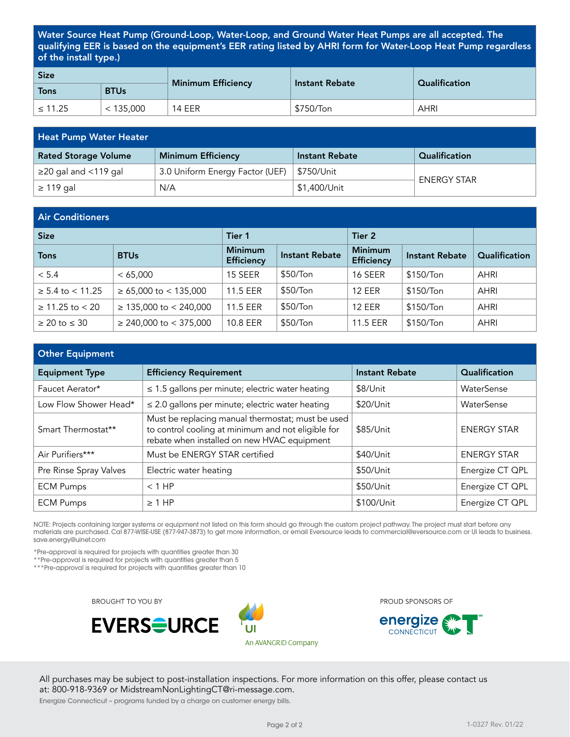## Water Source Heat Pump (Ground-Loop, Water-Loop, and Ground Water Heat Pumps are all accepted. The qualifying EER is based on the equipment's EER rating listed by AHRI form for Water-Loop Heat Pump regardless of the install type.)

| Size | | Minimum Efficiency | Instant Rebate | Qualification |
|---|---|---|---|---|
| Tons | BTUs | | | |
| ≤ 11.25 | < 135,000 | 14 EER | $750/Ton | AHRI |

## Heat Pump Water Heater

| Rated Storage Volume | Minimum Efficiency | Instant Rebate | Qualification |
|---|---|---|---|
| ≥20 gal and <119 gal | 3.0 Uniform Energy Factor (UEF) | $750/Unit | ENERGY STAR |
| ≥ 119 gal | N/A | $1,400/Unit | |

## Air Conditioners

| Size | | Tier 1 | | Tier 2 | | |
|---|---|---|---|---|---|---|
| Tons | BTUs | Minimum Efficiency | Instant Rebate | Minimum Efficiency | Instant Rebate | Qualification |
| < 5.4 | < 65,000 | 15 SEER | $50/Ton | 16 SEER | $150/Ton | AHRI |
| ≥ 5.4 to < 11.25 | ≥ 65,000 to < 135,000 | 11.5 EER | $50/Ton | 12 EER | $150/Ton | AHRI |
| ≥ 11.25 to < 20 | ≥ 135,000 to < 240,000 | 11.5 EER | $50/Ton | 12 EER | $150/Ton | AHRI |
| ≥ 20 to ≤ 30 | ≥ 240,000 to < 375,000 | 10.8 EER | $50/Ton | 11.5 EER | $150/Ton | AHRI |

## Other Equipment

| Equipment Type | Efficiency Requirement | Instant Rebate | Qualification |
|---|---|---|---|
| Faucet Aerator* | ≤ 1.5 gallons per minute; electric water heating | $8/Unit | WaterSense |
| Low Flow Shower Head* | ≤ 2.0 gallons per minute; electric water heating | $20/Unit | WaterSense |
| Smart Thermostat** | Must be replacing manual thermostat; must be used to control cooling at minimum and not eligible for rebate when installed on new HVAC equipment | $85/Unit | ENERGY STAR |
| Air Purifiers*** | Must be ENERGY STAR certified | $40/Unit | ENERGY STAR |
| Pre Rinse Spray Valves | Electric water heating | $50/Unit | Energize CT QPL |
| ECM Pumps | < 1 HP | $50/Unit | Energize CT QPL |
| ECM Pumps | ≥ 1 HP | $100/Unit | Energize CT QPL |

NOTE: Projects containing larger systems or equipment not listed on this form should go through the custom project pathway. The project must start before any materials are purchased. Cal 877-WISE-USE (877-947-3873) to get more information, or email Eversource leads to commercial@eversource.com or UI leads to business.save.energy@uinet.com

*Pre-approval is required for projects with quantities greater than 30
**Pre-approval is required for projects with quantities greater than 5
***Pre-approval is required for projects with quantities greater than 10

BROUGHT TO YOU BY

EVERSOURCE

UI An AVANGRID Company

PROUD SPONSORS OF

energize CONNECTICUT

All purchases may be subject to post-installation inspections. For more information on this offer, please contact us at: 800-918-9369 or MidstreamNonLightingCT@ri-message.com.

Energize Connecticut – programs funded by a charge on customer energy bills.

1-0327 Rev. 01/22